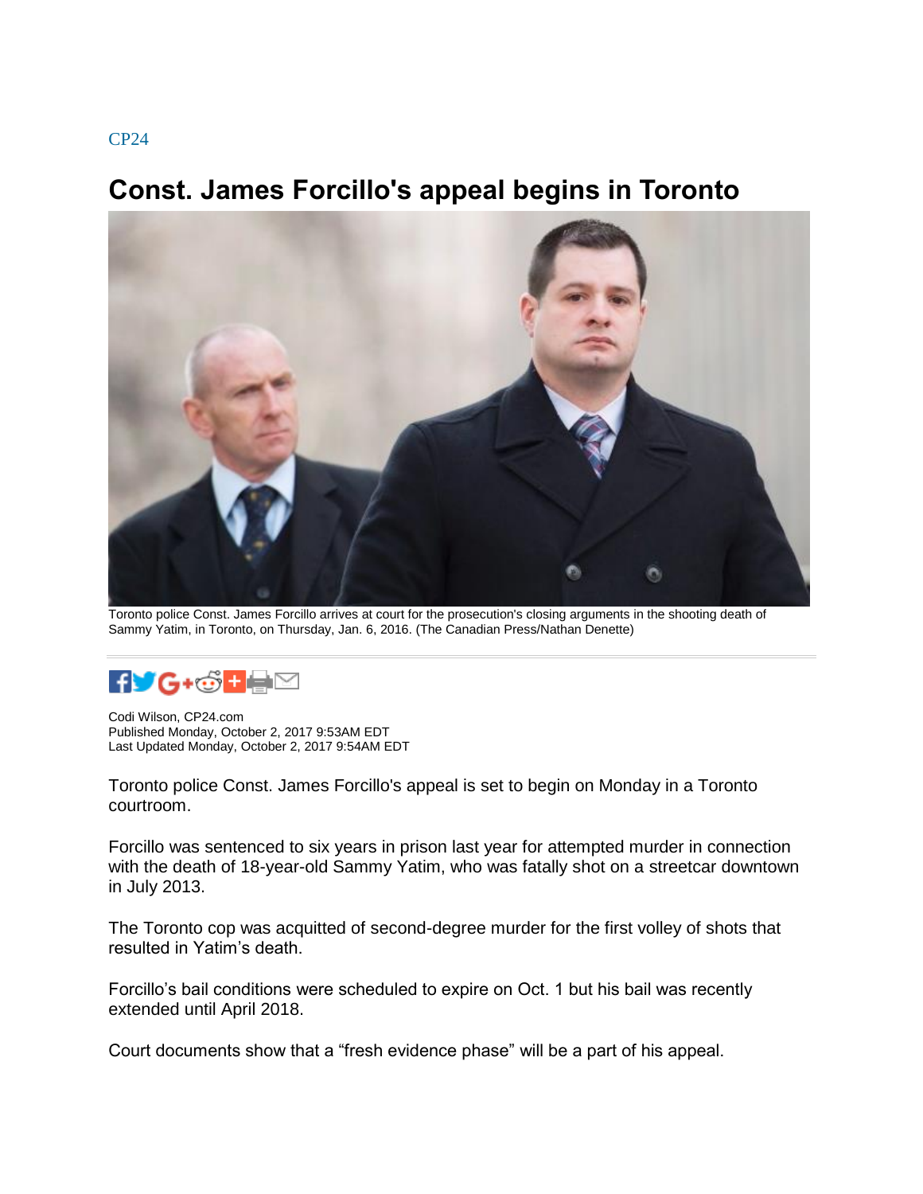CP24

# Const. James Forcillo's appeal begins in Toronto

Toronto police Const. James Forcillo arrives at court for the prosecution's closing arguments in the shooting death of Sammy Yatim, in Toronto, on Thursday, Jan. 6, 2016. (The Canadian Press/Nathan Denette)

Codi Wilson, CP24.com
Published Monday, October 2, 2017 9:53AM EDT
Last Updated Monday, October 2, 2017 9:54AM EDT

Toronto police Const. James Forcillo's appeal is set to begin on Monday in a Toronto courtroom.

Forcillo was sentenced to six years in prison last year for attempted murder in connection with the death of 18-year-old Sammy Yatim, who was fatally shot on a streetcar downtown in July 2013.

The Toronto cop was acquitted of second-degree murder for the first volley of shots that resulted in Yatim's death.

Forcillo's bail conditions were scheduled to expire on Oct. 1 but his bail was recently extended until April 2018.

Court documents show that a "fresh evidence phase" will be a part of his appeal.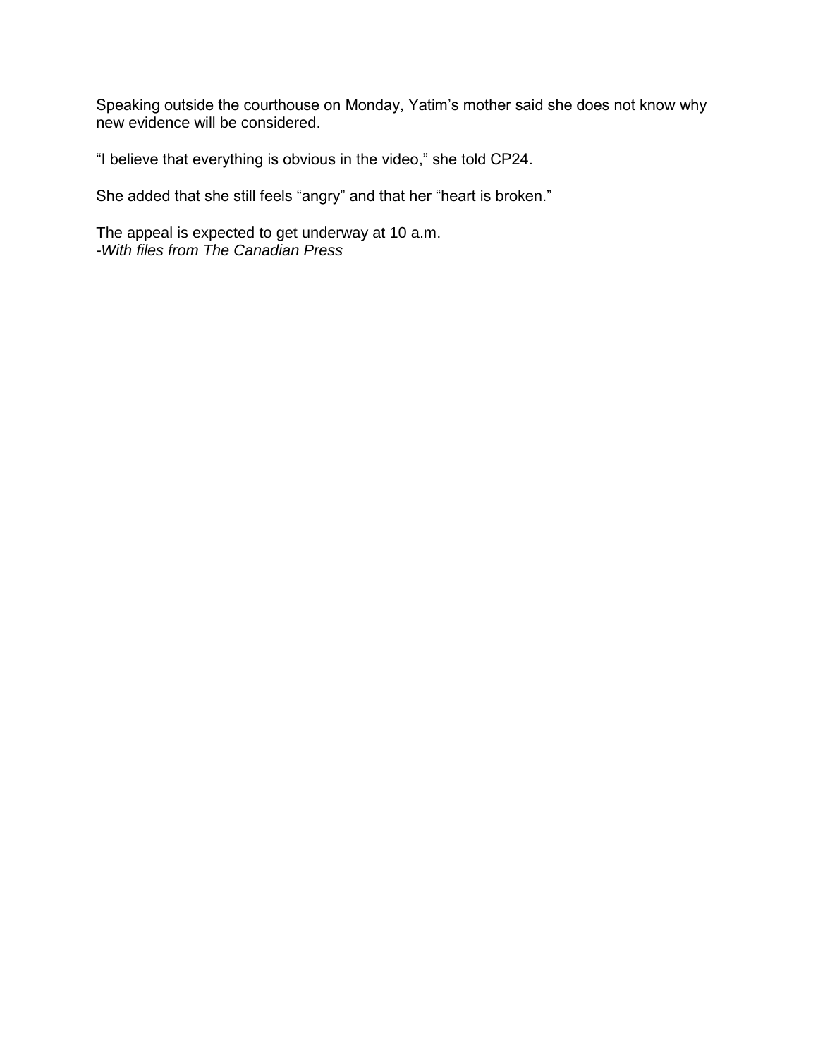Speaking outside the courthouse on Monday, Yatim’s mother said she does not know why new evidence will be considered.

“I believe that everything is obvious in the video,” she told CP24.

She added that she still feels “angry” and that her “heart is broken.”

The appeal is expected to get underway at 10 a.m.
*-With files from The Canadian Press*